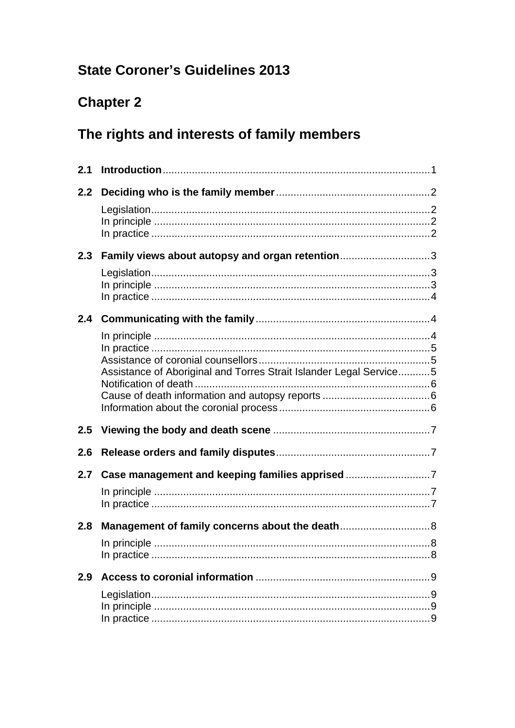# State Coroner's Guidelines 2013

# Chapter 2

# The rights and interests of family members

**2.1 Introduction** ........................................................................................ 1

**2.2 Deciding who is the family member** ..................................................... 2

- Legislation ............................................................................................... 2
- In principle .............................................................................................. 2
- In practice ............................................................................................... 2

**2.3 Family views about autopsy and organ retention** ............................... 3

- Legislation ............................................................................................... 3
- In principle .............................................................................................. 3
- In practice ............................................................................................... 4

**2.4 Communicating with the family** ........................................................... 4

- In principle .............................................................................................. 4
- In practice ............................................................................................... 5
- Assistance of coronial counsellors .......................................................... 5
- Assistance of Aboriginal and Torres Strait Islander Legal Service ........... 5
- Notification of death ................................................................................ 6
- Cause of death information and autopsy reports .................................... 6
- Information about the coronial process ................................................... 6

**2.5 Viewing the body and death scene** ..................................................... 7

**2.6 Release orders and family disputes** ..................................................... 7

**2.7 Case management and keeping families apprised** ............................. 7

- In principle .............................................................................................. 7
- In practice ............................................................................................... 7

**2.8 Management of family concerns about the death** ............................... 8

- In principle .............................................................................................. 8
- In practice ............................................................................................... 8

**2.9 Access to coronial information** ............................................................ 9

- Legislation ............................................................................................... 9
- In principle .............................................................................................. 9
- In practice ............................................................................................... 9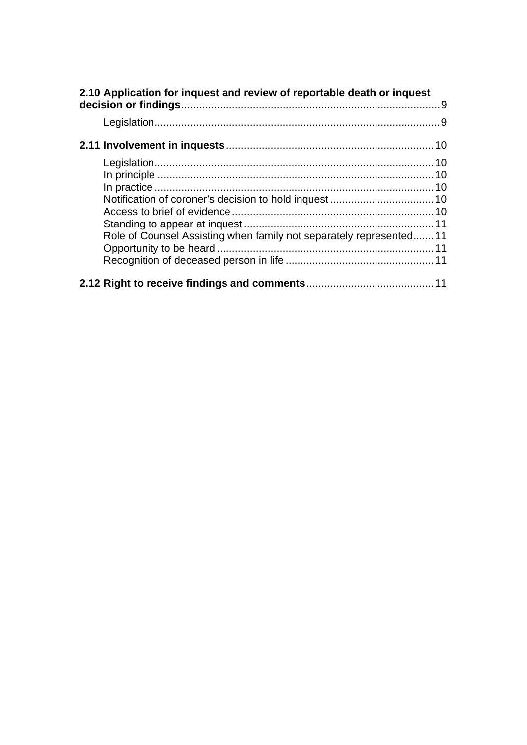**2.10 Application for inquest and review of reportable death or inquest decision or findings** ........ 9

Legislation ........ 9

**2.11 Involvement in inquests** ........ 10

Legislation ........ 10
In principle ........ 10
In practice ........ 10
Notification of coroner's decision to hold inquest ........ 10
Access to brief of evidence ........ 10
Standing to appear at inquest ........ 11
Role of Counsel Assisting when family not separately represented ........ 11
Opportunity to be heard ........ 11
Recognition of deceased person in life ........ 11

**2.12 Right to receive findings and comments** ........ 11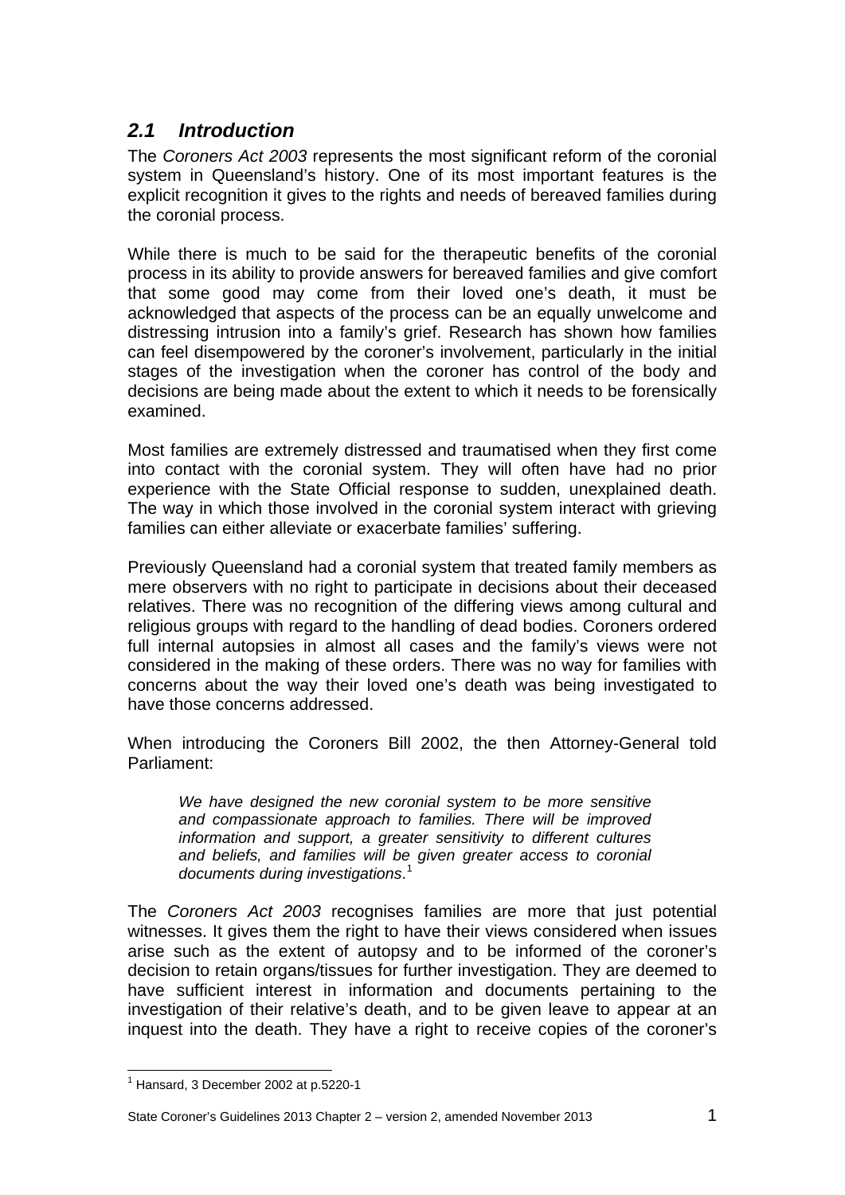## *2.1 Introduction*

The *Coroners Act 2003* represents the most significant reform of the coronial system in Queensland's history. One of its most important features is the explicit recognition it gives to the rights and needs of bereaved families during the coronial process.

While there is much to be said for the therapeutic benefits of the coronial process in its ability to provide answers for bereaved families and give comfort that some good may come from their loved one's death, it must be acknowledged that aspects of the process can be an equally unwelcome and distressing intrusion into a family's grief. Research has shown how families can feel disempowered by the coroner's involvement, particularly in the initial stages of the investigation when the coroner has control of the body and decisions are being made about the extent to which it needs to be forensically examined.

Most families are extremely distressed and traumatised when they first come into contact with the coronial system. They will often have had no prior experience with the State Official response to sudden, unexplained death. The way in which those involved in the coronial system interact with grieving families can either alleviate or exacerbate families' suffering.

Previously Queensland had a coronial system that treated family members as mere observers with no right to participate in decisions about their deceased relatives. There was no recognition of the differing views among cultural and religious groups with regard to the handling of dead bodies. Coroners ordered full internal autopsies in almost all cases and the family's views were not considered in the making of these orders. There was no way for families with concerns about the way their loved one's death was being investigated to have those concerns addressed.

When introducing the Coroners Bill 2002, the then Attorney-General told Parliament:

> *We have designed the new coronial system to be more sensitive and compassionate approach to families. There will be improved information and support, a greater sensitivity to different cultures and beliefs, and families will be given greater access to coronial documents during investigations*.[1]

The *Coroners Act 2003* recognises families are more that just potential witnesses. It gives them the right to have their views considered when issues arise such as the extent of autopsy and to be informed of the coroner's decision to retain organs/tissues for further investigation. They are deemed to have sufficient interest in information and documents pertaining to the investigation of their relative's death, and to be given leave to appear at an inquest into the death. They have a right to receive copies of the coroner's

[1] Hansard, 3 December 2002 at p.5220-1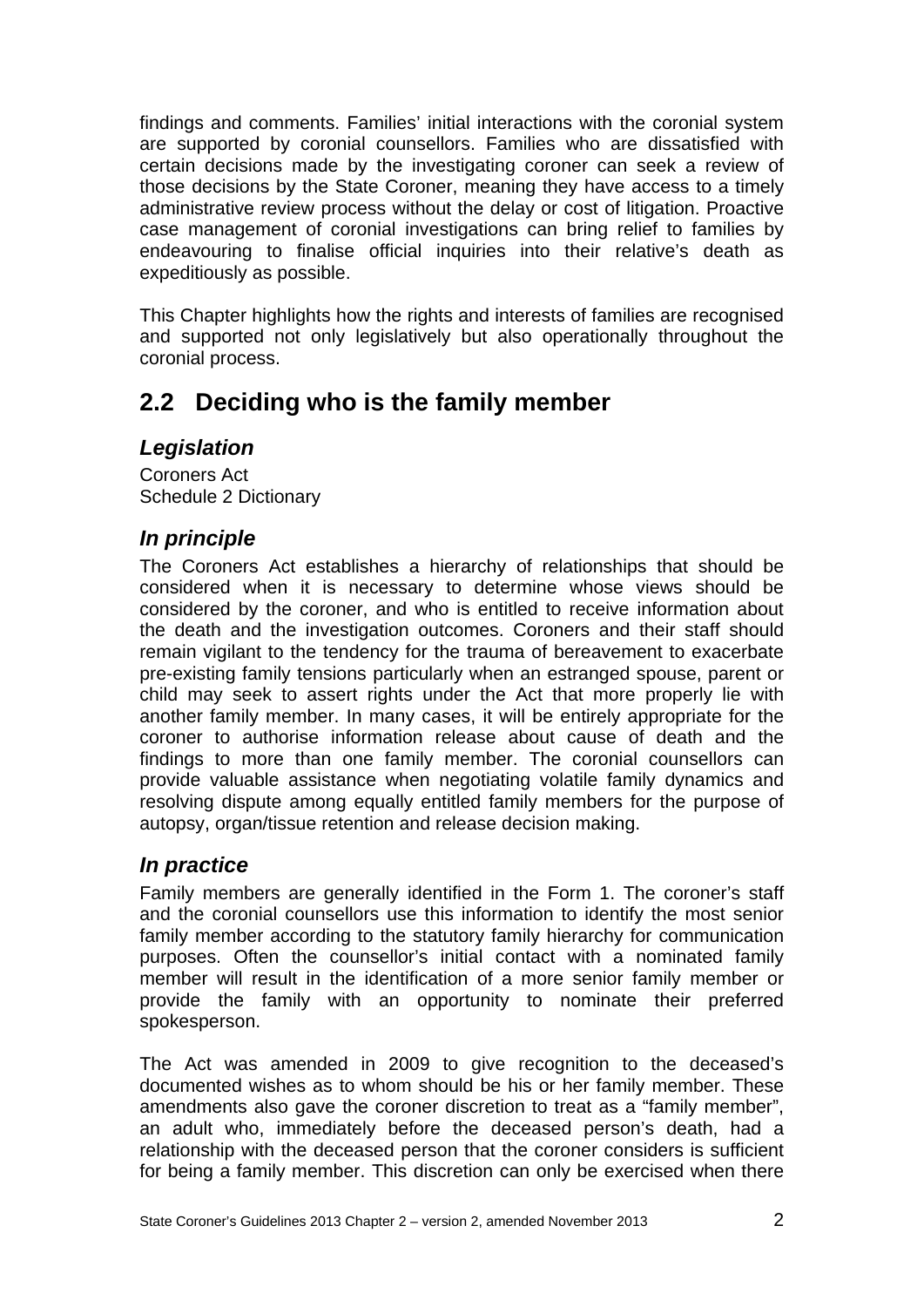findings and comments. Families' initial interactions with the coronial system are supported by coronial counsellors. Families who are dissatisfied with certain decisions made by the investigating coroner can seek a review of those decisions by the State Coroner, meaning they have access to a timely administrative review process without the delay or cost of litigation. Proactive case management of coronial investigations can bring relief to families by endeavouring to finalise official inquiries into their relative's death as expeditiously as possible.

This Chapter highlights how the rights and interests of families are recognised and supported not only legislatively but also operationally throughout the coronial process.

## 2.2 Deciding who is the family member

### *Legislation*

Coroners Act
Schedule 2 Dictionary

### *In principle*

The Coroners Act establishes a hierarchy of relationships that should be considered when it is necessary to determine whose views should be considered by the coroner, and who is entitled to receive information about the death and the investigation outcomes. Coroners and their staff should remain vigilant to the tendency for the trauma of bereavement to exacerbate pre-existing family tensions particularly when an estranged spouse, parent or child may seek to assert rights under the Act that more properly lie with another family member. In many cases, it will be entirely appropriate for the coroner to authorise information release about cause of death and the findings to more than one family member. The coronial counsellors can provide valuable assistance when negotiating volatile family dynamics and resolving dispute among equally entitled family members for the purpose of autopsy, organ/tissue retention and release decision making.

### *In practice*

Family members are generally identified in the Form 1. The coroner's staff and the coronial counsellors use this information to identify the most senior family member according to the statutory family hierarchy for communication purposes. Often the counsellor's initial contact with a nominated family member will result in the identification of a more senior family member or provide the family with an opportunity to nominate their preferred spokesperson.

The Act was amended in 2009 to give recognition to the deceased's documented wishes as to whom should be his or her family member. These amendments also gave the coroner discretion to treat as a "family member", an adult who, immediately before the deceased person's death, had a relationship with the deceased person that the coroner considers is sufficient for being a family member. This discretion can only be exercised when there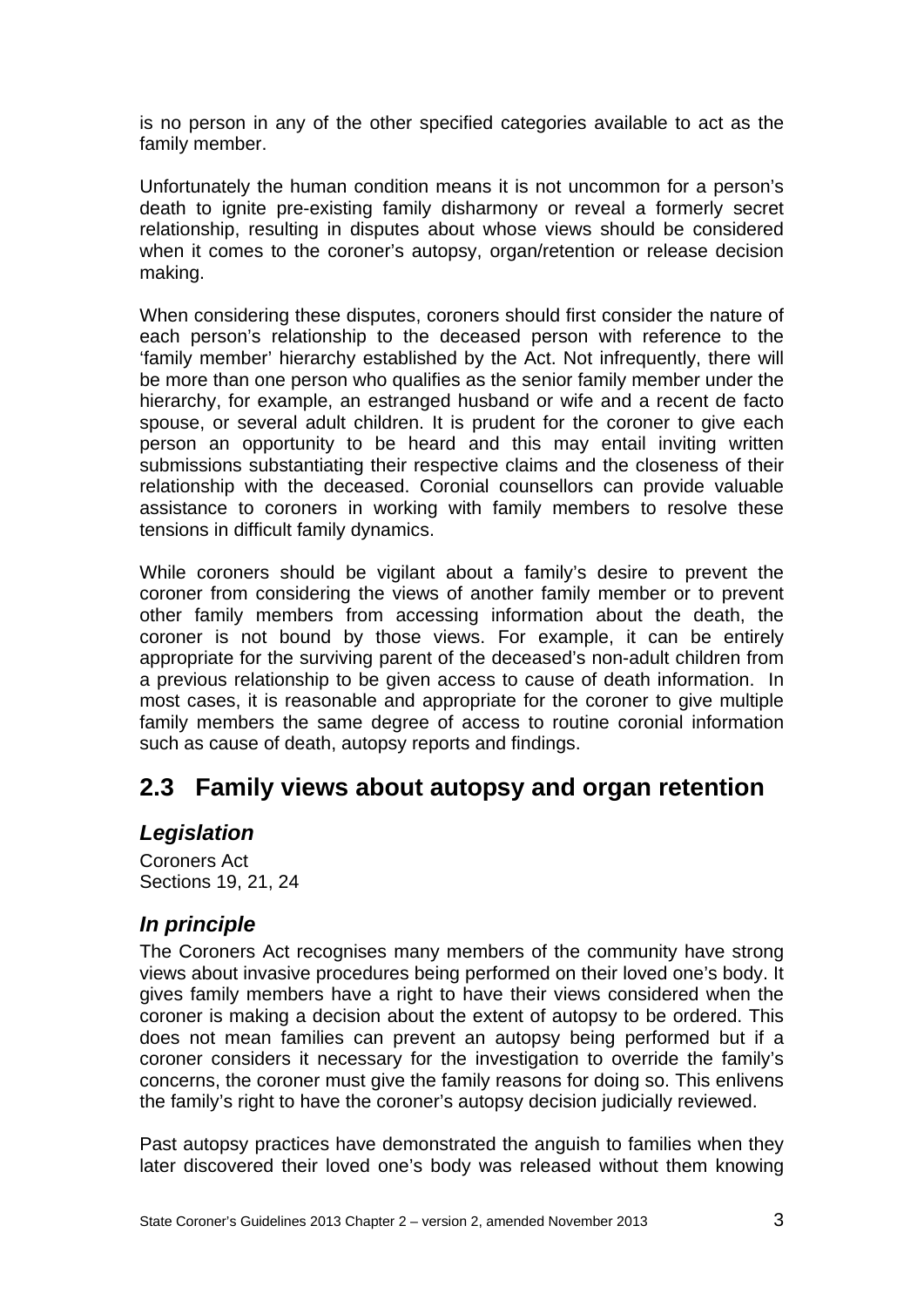is no person in any of the other specified categories available to act as the family member.

Unfortunately the human condition means it is not uncommon for a person's death to ignite pre-existing family disharmony or reveal a formerly secret relationship, resulting in disputes about whose views should be considered when it comes to the coroner's autopsy, organ/retention or release decision making.

When considering these disputes, coroners should first consider the nature of each person's relationship to the deceased person with reference to the 'family member' hierarchy established by the Act. Not infrequently, there will be more than one person who qualifies as the senior family member under the hierarchy, for example, an estranged husband or wife and a recent de facto spouse, or several adult children. It is prudent for the coroner to give each person an opportunity to be heard and this may entail inviting written submissions substantiating their respective claims and the closeness of their relationship with the deceased. Coronial counsellors can provide valuable assistance to coroners in working with family members to resolve these tensions in difficult family dynamics.

While coroners should be vigilant about a family's desire to prevent the coroner from considering the views of another family member or to prevent other family members from accessing information about the death, the coroner is not bound by those views. For example, it can be entirely appropriate for the surviving parent of the deceased's non-adult children from a previous relationship to be given access to cause of death information. In most cases, it is reasonable and appropriate for the coroner to give multiple family members the same degree of access to routine coronial information such as cause of death, autopsy reports and findings.

## 2.3 Family views about autopsy and organ retention

### *Legislation*

Coroners Act
Sections 19, 21, 24

### *In principle*

The Coroners Act recognises many members of the community have strong views about invasive procedures being performed on their loved one's body. It gives family members have a right to have their views considered when the coroner is making a decision about the extent of autopsy to be ordered. This does not mean families can prevent an autopsy being performed but if a coroner considers it necessary for the investigation to override the family's concerns, the coroner must give the family reasons for doing so. This enlivens the family's right to have the coroner's autopsy decision judicially reviewed.

Past autopsy practices have demonstrated the anguish to families when they later discovered their loved one's body was released without them knowing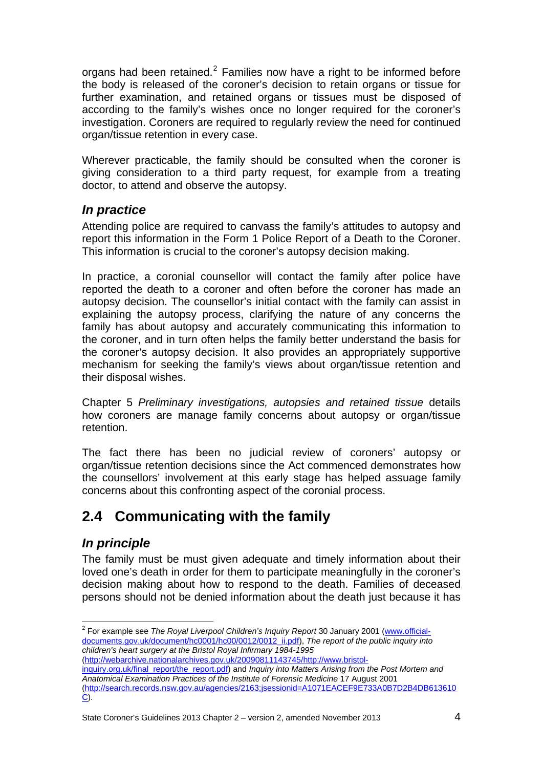organs had been retained.[2] Families now have a right to be informed before the body is released of the coroner's decision to retain organs or tissue for further examination, and retained organs or tissues must be disposed of according to the family's wishes once no longer required for the coroner's investigation. Coroners are required to regularly review the need for continued organ/tissue retention in every case.

Wherever practicable, the family should be consulted when the coroner is giving consideration to a third party request, for example from a treating doctor, to attend and observe the autopsy.

### *In practice*

Attending police are required to canvass the family's attitudes to autopsy and report this information in the Form 1 Police Report of a Death to the Coroner. This information is crucial to the coroner's autopsy decision making.

In practice, a coronial counsellor will contact the family after police have reported the death to a coroner and often before the coroner has made an autopsy decision. The counsellor's initial contact with the family can assist in explaining the autopsy process, clarifying the nature of any concerns the family has about autopsy and accurately communicating this information to the coroner, and in turn often helps the family better understand the basis for the coroner's autopsy decision. It also provides an appropriately supportive mechanism for seeking the family's views about organ/tissue retention and their disposal wishes.

Chapter 5 *Preliminary investigations, autopsies and retained tissue* details how coroners are manage family concerns about autopsy or organ/tissue retention.

The fact there has been no judicial review of coroners' autopsy or organ/tissue retention decisions since the Act commenced demonstrates how the counsellors' involvement at this early stage has helped assuage family concerns about this confronting aspect of the coronial process.

## 2.4 Communicating with the family

### *In principle*

The family must be must given adequate and timely information about their loved one's death in order for them to participate meaningfully in the coroner's decision making about how to respond to the death. Families of deceased persons should not be denied information about the death just because it has

---

[2] For example see *The Royal Liverpool Children's Inquiry Report* 30 January 2001 (www.official-documents.gov.uk/document/hc0001/hc00/0012/0012_ii.pdf), *The report of the public inquiry into children's heart surgery at the Bristol Royal Infirmary 1984-1995* (http://webarchive.nationalarchives.gov.uk/20090811143745/http://www.bristol-inquiry.org.uk/final_report/the_report.pdf) and *Inquiry into Matters Arising from the Post Mortem and Anatomical Examination Practices of the Institute of Forensic Medicine* 17 August 2001 (http://search.records.nsw.gov.au/agencies/2163;jsessionid=A1071EACEF9E733A0B7D2B4DB613610C).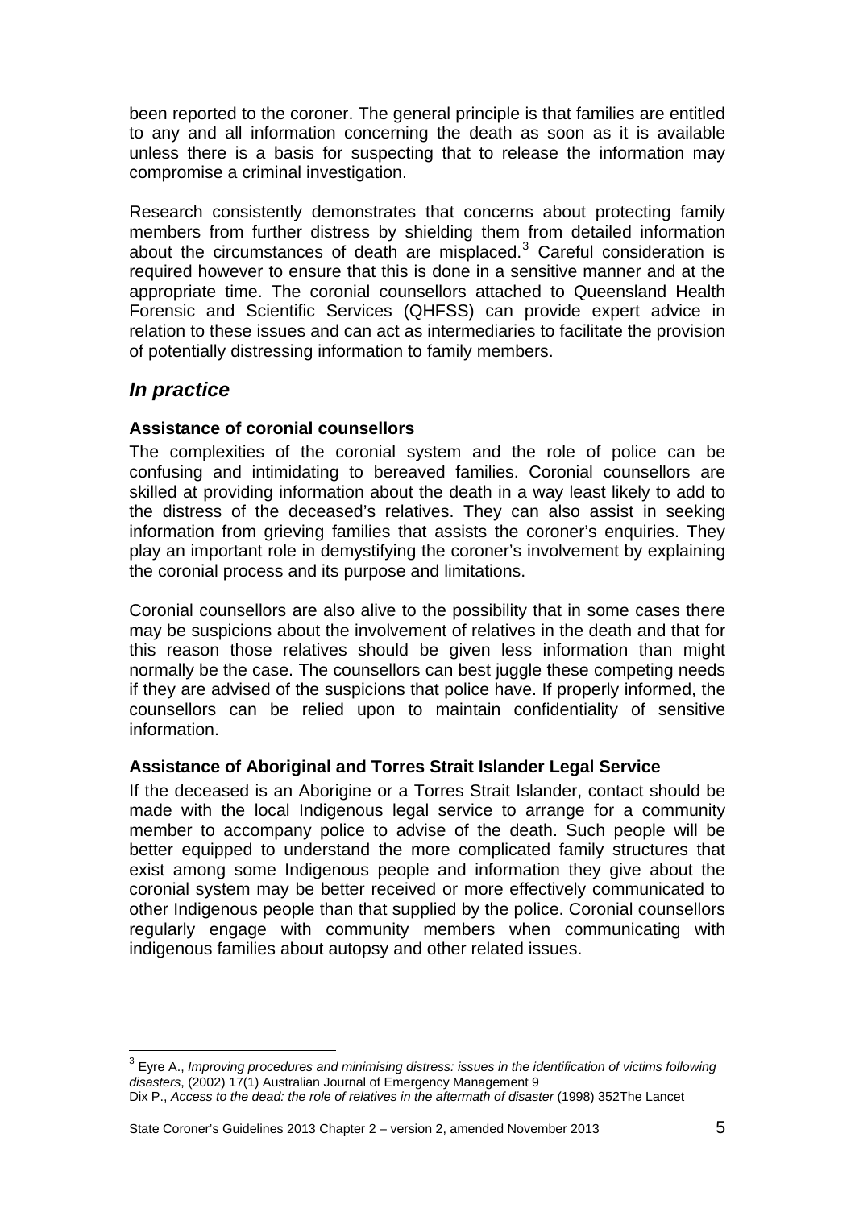been reported to the coroner. The general principle is that families are entitled to any and all information concerning the death as soon as it is available unless there is a basis for suspecting that to release the information may compromise a criminal investigation.

Research consistently demonstrates that concerns about protecting family members from further distress by shielding them from detailed information about the circumstances of death are misplaced.[3] Careful consideration is required however to ensure that this is done in a sensitive manner and at the appropriate time. The coronial counsellors attached to Queensland Health Forensic and Scientific Services (QHFSS) can provide expert advice in relation to these issues and can act as intermediaries to facilitate the provision of potentially distressing information to family members.

## *In practice*

### Assistance of coronial counsellors

The complexities of the coronial system and the role of police can be confusing and intimidating to bereaved families. Coronial counsellors are skilled at providing information about the death in a way least likely to add to the distress of the deceased's relatives. They can also assist in seeking information from grieving families that assists the coroner's enquiries. They play an important role in demystifying the coroner's involvement by explaining the coronial process and its purpose and limitations.

Coronial counsellors are also alive to the possibility that in some cases there may be suspicions about the involvement of relatives in the death and that for this reason those relatives should be given less information than might normally be the case. The counsellors can best juggle these competing needs if they are advised of the suspicions that police have. If properly informed, the counsellors can be relied upon to maintain confidentiality of sensitive information.

### Assistance of Aboriginal and Torres Strait Islander Legal Service

If the deceased is an Aborigine or a Torres Strait Islander, contact should be made with the local Indigenous legal service to arrange for a community member to accompany police to advise of the death. Such people will be better equipped to understand the more complicated family structures that exist among some Indigenous people and information they give about the coronial system may be better received or more effectively communicated to other Indigenous people than that supplied by the police. Coronial counsellors regularly engage with community members when communicating with indigenous families about autopsy and other related issues.

---

[3] Eyre A., *Improving procedures and minimising distress: issues in the identification of victims following disasters*, (2002) 17(1) Australian Journal of Emergency Management 9
Dix P., *Access to the dead: the role of relatives in the aftermath of disaster* (1998) 352The Lancet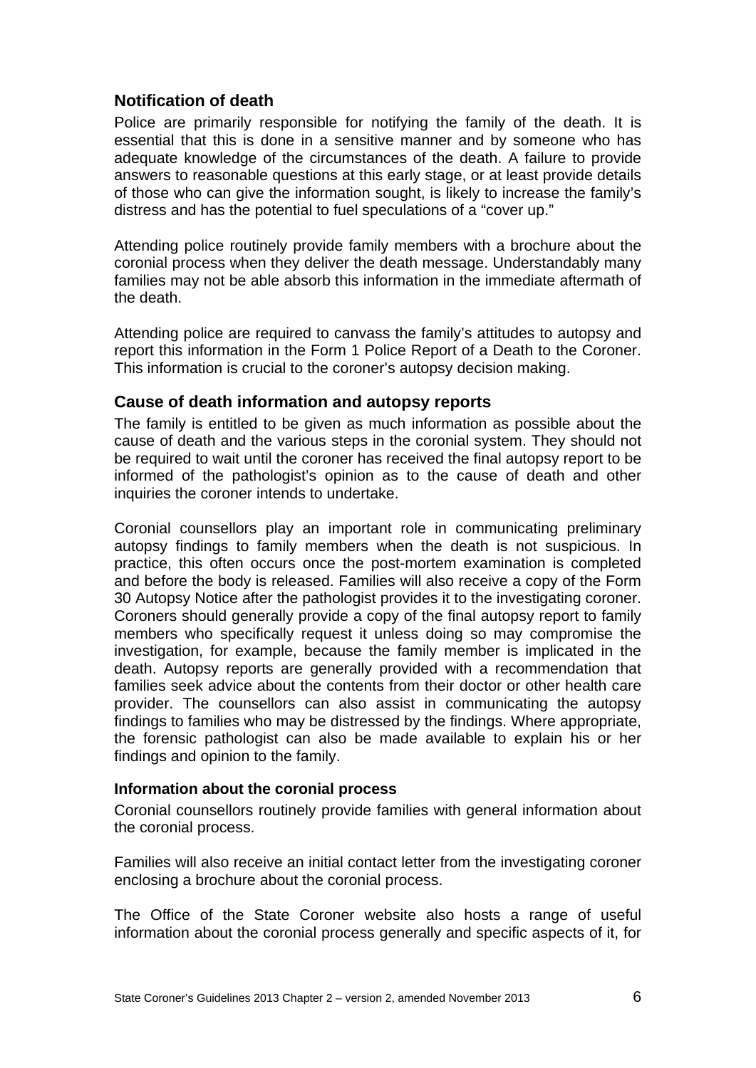## Notification of death

Police are primarily responsible for notifying the family of the death. It is essential that this is done in a sensitive manner and by someone who has adequate knowledge of the circumstances of the death. A failure to provide answers to reasonable questions at this early stage, or at least provide details of those who can give the information sought, is likely to increase the family's distress and has the potential to fuel speculations of a "cover up."

Attending police routinely provide family members with a brochure about the coronial process when they deliver the death message. Understandably many families may not be able absorb this information in the immediate aftermath of the death.

Attending police are required to canvass the family's attitudes to autopsy and report this information in the Form 1 Police Report of a Death to the Coroner. This information is crucial to the coroner's autopsy decision making.

## Cause of death information and autopsy reports

The family is entitled to be given as much information as possible about the cause of death and the various steps in the coronial system. They should not be required to wait until the coroner has received the final autopsy report to be informed of the pathologist's opinion as to the cause of death and other inquiries the coroner intends to undertake.

Coronial counsellors play an important role in communicating preliminary autopsy findings to family members when the death is not suspicious. In practice, this often occurs once the post-mortem examination is completed and before the body is released. Families will also receive a copy of the Form 30 Autopsy Notice after the pathologist provides it to the investigating coroner. Coroners should generally provide a copy of the final autopsy report to family members who specifically request it unless doing so may compromise the investigation, for example, because the family member is implicated in the death. Autopsy reports are generally provided with a recommendation that families seek advice about the contents from their doctor or other health care provider. The counsellors can also assist in communicating the autopsy findings to families who may be distressed by the findings. Where appropriate, the forensic pathologist can also be made available to explain his or her findings and opinion to the family.

### Information about the coronial process

Coronial counsellors routinely provide families with general information about the coronial process.

Families will also receive an initial contact letter from the investigating coroner enclosing a brochure about the coronial process.

The Office of the State Coroner website also hosts a range of useful information about the coronial process generally and specific aspects of it, for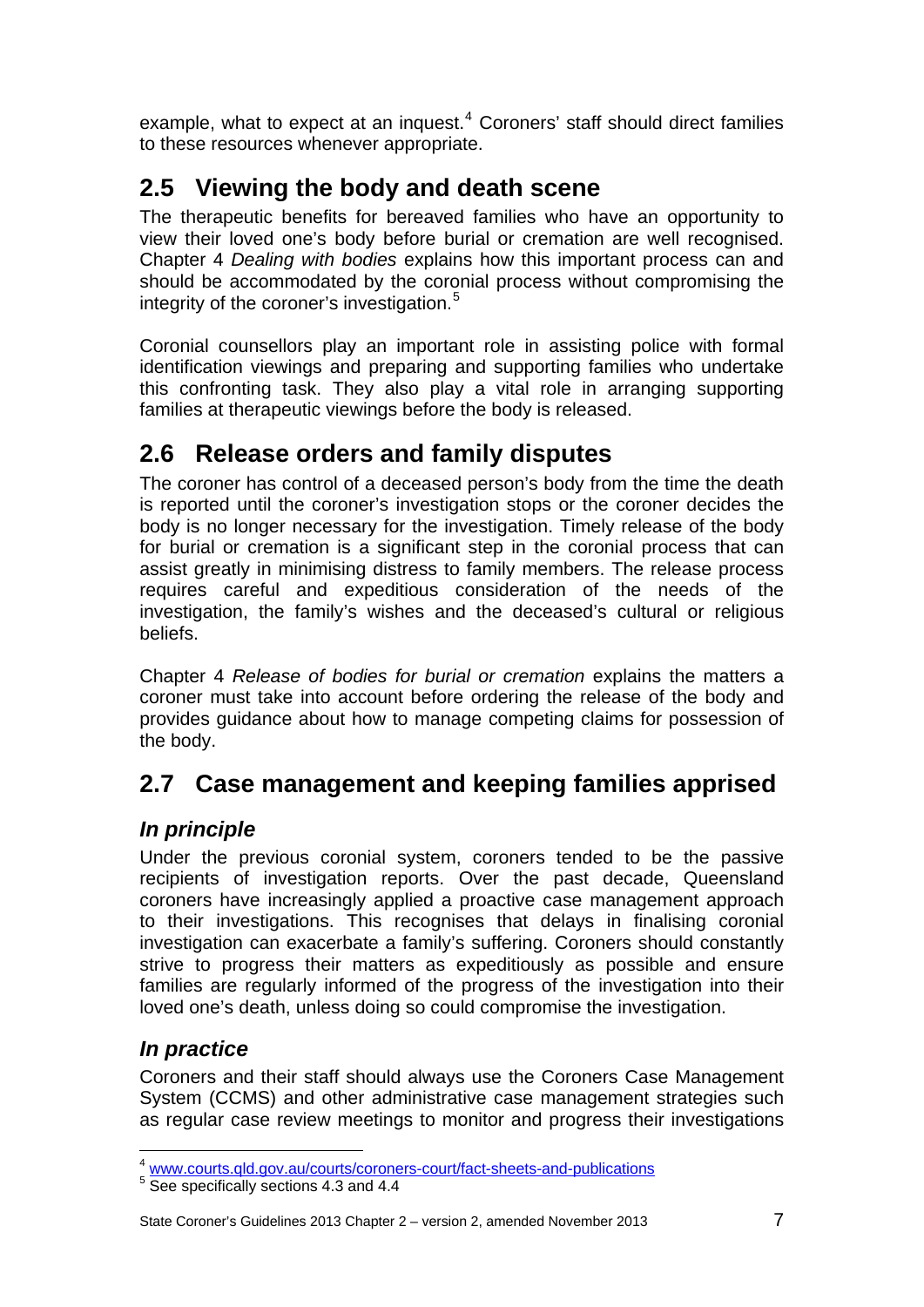example, what to expect at an inquest.[4] Coroners' staff should direct families to these resources whenever appropriate.

## 2.5 Viewing the body and death scene

The therapeutic benefits for bereaved families who have an opportunity to view their loved one's body before burial or cremation are well recognised. Chapter 4 *Dealing with bodies* explains how this important process can and should be accommodated by the coronial process without compromising the integrity of the coroner's investigation.[5]

Coronial counsellors play an important role in assisting police with formal identification viewings and preparing and supporting families who undertake this confronting task. They also play a vital role in arranging supporting families at therapeutic viewings before the body is released.

## 2.6 Release orders and family disputes

The coroner has control of a deceased person's body from the time the death is reported until the coroner's investigation stops or the coroner decides the body is no longer necessary for the investigation. Timely release of the body for burial or cremation is a significant step in the coronial process that can assist greatly in minimising distress to family members. The release process requires careful and expeditious consideration of the needs of the investigation, the family's wishes and the deceased's cultural or religious beliefs.

Chapter 4 *Release of bodies for burial or cremation* explains the matters a coroner must take into account before ordering the release of the body and provides guidance about how to manage competing claims for possession of the body.

## 2.7 Case management and keeping families apprised

### *In principle*

Under the previous coronial system, coroners tended to be the passive recipients of investigation reports. Over the past decade, Queensland coroners have increasingly applied a proactive case management approach to their investigations. This recognises that delays in finalising coronial investigation can exacerbate a family's suffering. Coroners should constantly strive to progress their matters as expeditiously as possible and ensure families are regularly informed of the progress of the investigation into their loved one's death, unless doing so could compromise the investigation.

### *In practice*

Coroners and their staff should always use the Coroners Case Management System (CCMS) and other administrative case management strategies such as regular case review meetings to monitor and progress their investigations

---

[4] www.courts.qld.gov.au/courts/coroners-court/fact-sheets-and-publications

[5] See specifically sections 4.3 and 4.4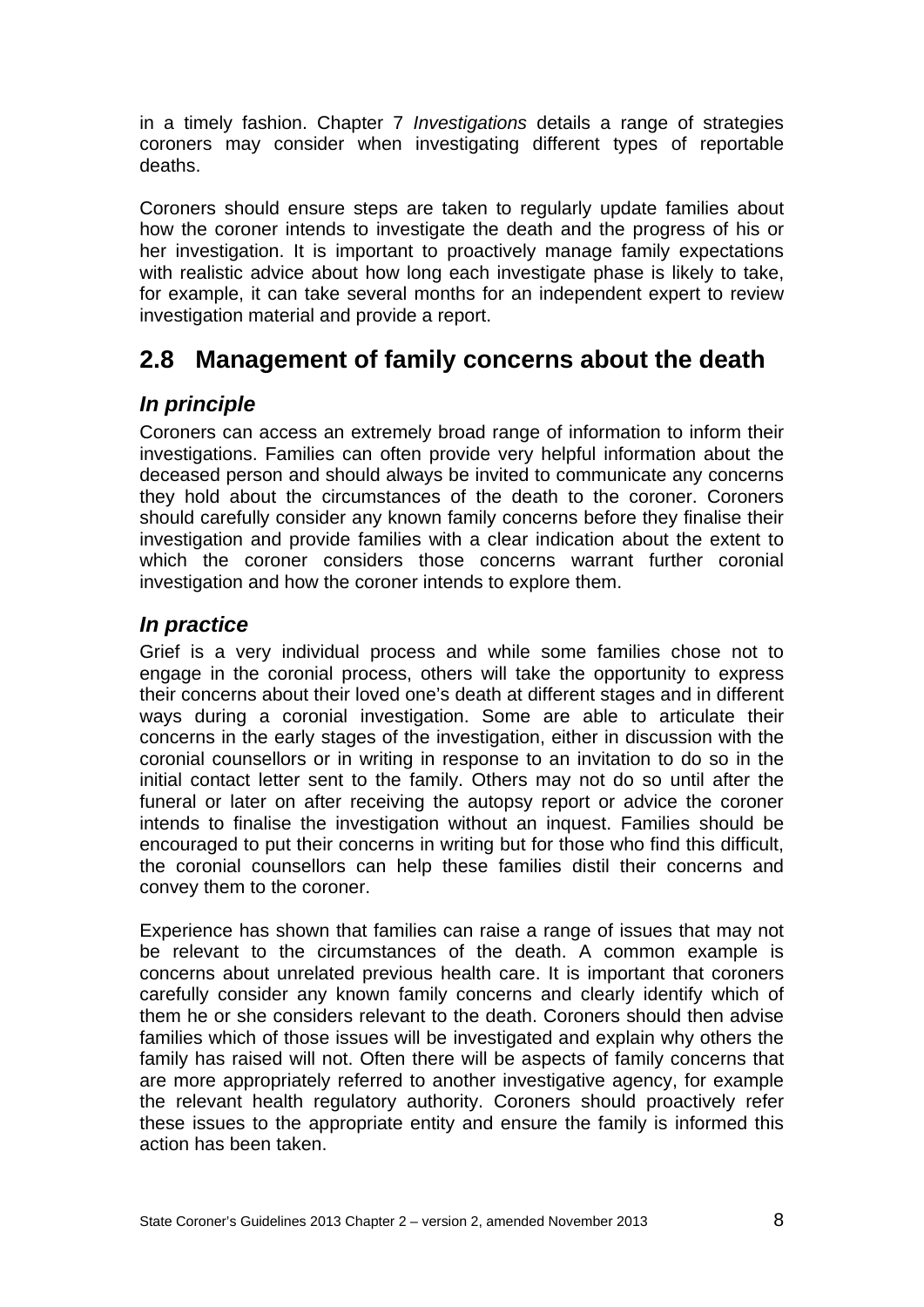in a timely fashion. Chapter 7 *Investigations* details a range of strategies coroners may consider when investigating different types of reportable deaths.

Coroners should ensure steps are taken to regularly update families about how the coroner intends to investigate the death and the progress of his or her investigation. It is important to proactively manage family expectations with realistic advice about how long each investigate phase is likely to take, for example, it can take several months for an independent expert to review investigation material and provide a report.

## 2.8 Management of family concerns about the death

### *In principle*

Coroners can access an extremely broad range of information to inform their investigations. Families can often provide very helpful information about the deceased person and should always be invited to communicate any concerns they hold about the circumstances of the death to the coroner. Coroners should carefully consider any known family concerns before they finalise their investigation and provide families with a clear indication about the extent to which the coroner considers those concerns warrant further coronial investigation and how the coroner intends to explore them.

### *In practice*

Grief is a very individual process and while some families chose not to engage in the coronial process, others will take the opportunity to express their concerns about their loved one's death at different stages and in different ways during a coronial investigation. Some are able to articulate their concerns in the early stages of the investigation, either in discussion with the coronial counsellors or in writing in response to an invitation to do so in the initial contact letter sent to the family. Others may not do so until after the funeral or later on after receiving the autopsy report or advice the coroner intends to finalise the investigation without an inquest. Families should be encouraged to put their concerns in writing but for those who find this difficult, the coronial counsellors can help these families distil their concerns and convey them to the coroner.

Experience has shown that families can raise a range of issues that may not be relevant to the circumstances of the death. A common example is concerns about unrelated previous health care. It is important that coroners carefully consider any known family concerns and clearly identify which of them he or she considers relevant to the death. Coroners should then advise families which of those issues will be investigated and explain why others the family has raised will not. Often there will be aspects of family concerns that are more appropriately referred to another investigative agency, for example the relevant health regulatory authority. Coroners should proactively refer these issues to the appropriate entity and ensure the family is informed this action has been taken.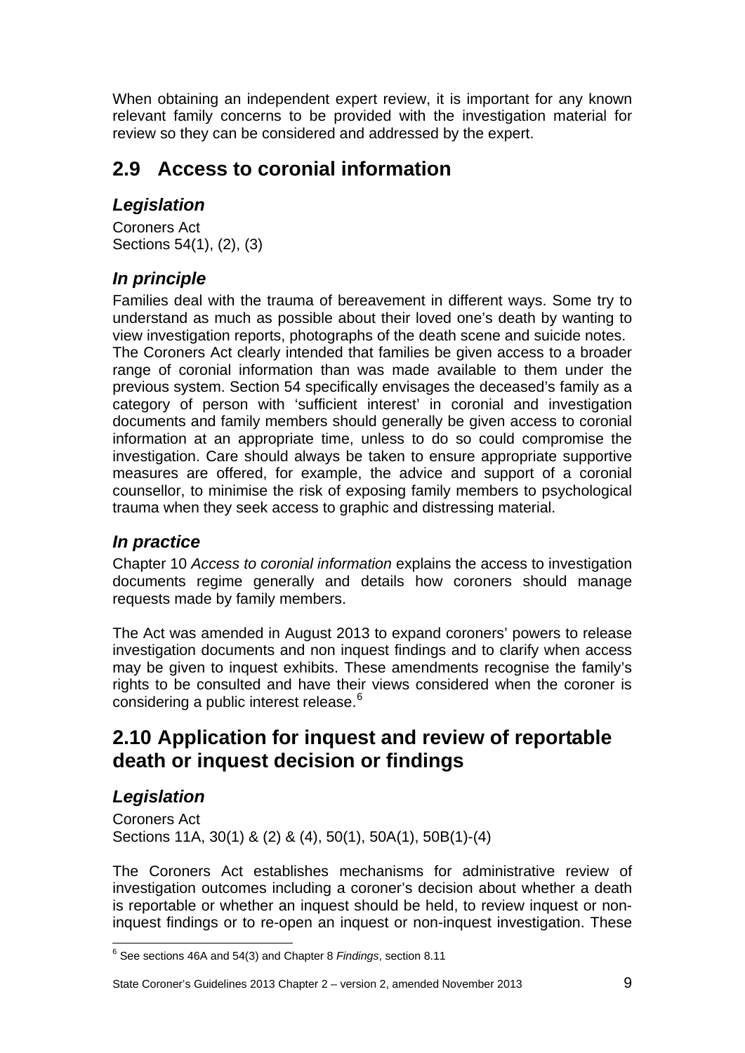When obtaining an independent expert review, it is important for any known relevant family concerns to be provided with the investigation material for review so they can be considered and addressed by the expert.

## 2.9 Access to coronial information

### *Legislation*

Coroners Act
Sections 54(1), (2), (3)

### *In principle*

Families deal with the trauma of bereavement in different ways. Some try to understand as much as possible about their loved one's death by wanting to view investigation reports, photographs of the death scene and suicide notes. The Coroners Act clearly intended that families be given access to a broader range of coronial information than was made available to them under the previous system. Section 54 specifically envisages the deceased's family as a category of person with 'sufficient interest' in coronial and investigation documents and family members should generally be given access to coronial information at an appropriate time, unless to do so could compromise the investigation. Care should always be taken to ensure appropriate supportive measures are offered, for example, the advice and support of a coronial counsellor, to minimise the risk of exposing family members to psychological trauma when they seek access to graphic and distressing material.

### *In practice*

Chapter 10 *Access to coronial information* explains the access to investigation documents regime generally and details how coroners should manage requests made by family members.

The Act was amended in August 2013 to expand coroners' powers to release investigation documents and non inquest findings and to clarify when access may be given to inquest exhibits. These amendments recognise the family's rights to be consulted and have their views considered when the coroner is considering a public interest release.[6]

## 2.10 Application for inquest and review of reportable death or inquest decision or findings

### *Legislation*

Coroners Act
Sections 11A, 30(1) & (2) & (4), 50(1), 50A(1), 50B(1)-(4)

The Coroners Act establishes mechanisms for administrative review of investigation outcomes including a coroner's decision about whether a death is reportable or whether an inquest should be held, to review inquest or non-inquest findings or to re-open an inquest or non-inquest investigation. These

[6] See sections 46A and 54(3) and Chapter 8 *Findings*, section 8.11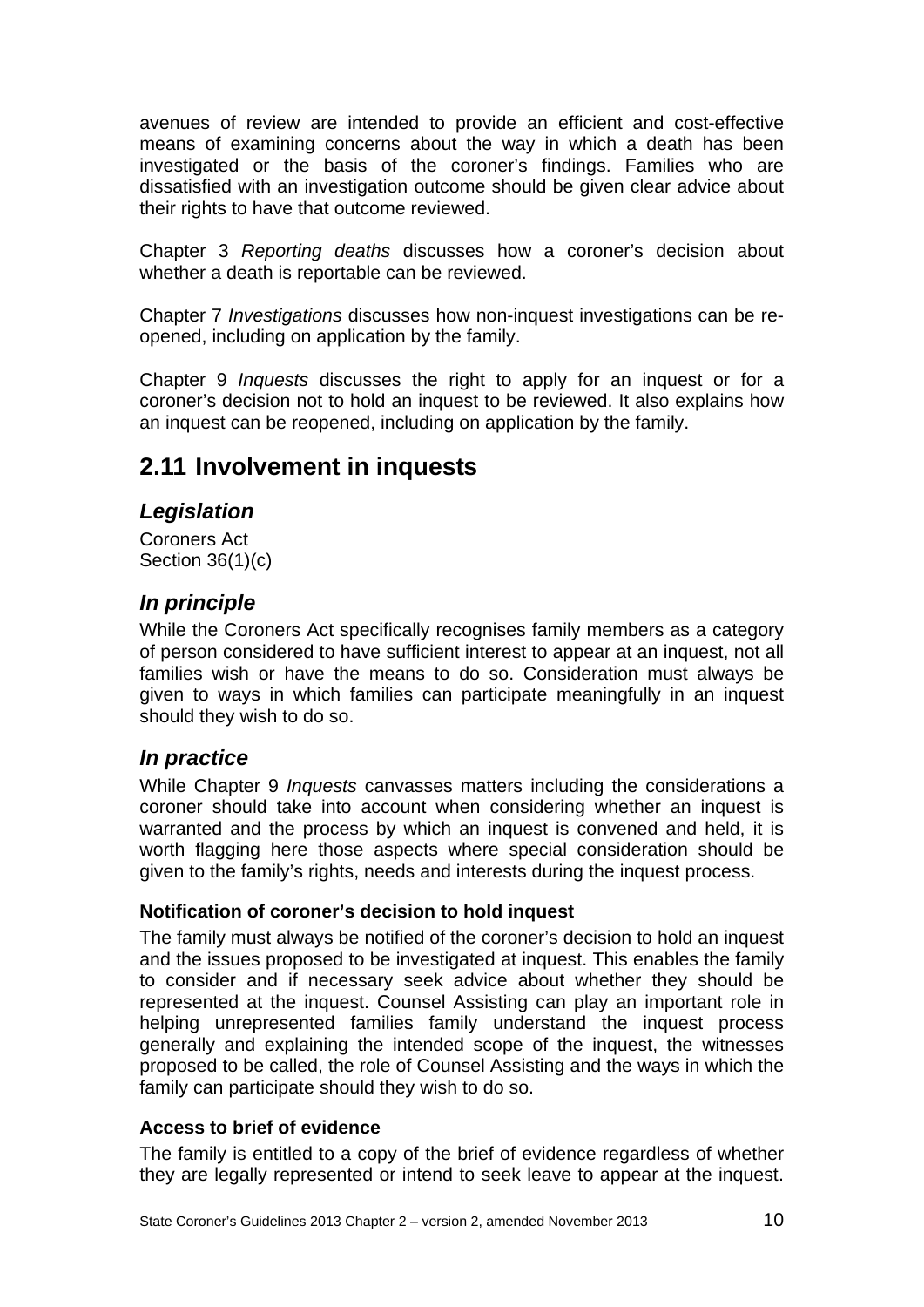avenues of review are intended to provide an efficient and cost-effective means of examining concerns about the way in which a death has been investigated or the basis of the coroner's findings. Families who are dissatisfied with an investigation outcome should be given clear advice about their rights to have that outcome reviewed.

Chapter 3 *Reporting deaths* discusses how a coroner's decision about whether a death is reportable can be reviewed.

Chapter 7 *Investigations* discusses how non-inquest investigations can be re-opened, including on application by the family.

Chapter 9 *Inquests* discusses the right to apply for an inquest or for a coroner's decision not to hold an inquest to be reviewed. It also explains how an inquest can be reopened, including on application by the family.

## 2.11 Involvement in inquests

### *Legislation*

Coroners Act
Section 36(1)(c)

### *In principle*

While the Coroners Act specifically recognises family members as a category of person considered to have sufficient interest to appear at an inquest, not all families wish or have the means to do so. Consideration must always be given to ways in which families can participate meaningfully in an inquest should they wish to do so.

### *In practice*

While Chapter 9 *Inquests* canvasses matters including the considerations a coroner should take into account when considering whether an inquest is warranted and the process by which an inquest is convened and held, it is worth flagging here those aspects where special consideration should be given to the family's rights, needs and interests during the inquest process.

#### Notification of coroner's decision to hold inquest

The family must always be notified of the coroner's decision to hold an inquest and the issues proposed to be investigated at inquest. This enables the family to consider and if necessary seek advice about whether they should be represented at the inquest. Counsel Assisting can play an important role in helping unrepresented families family understand the inquest process generally and explaining the intended scope of the inquest, the witnesses proposed to be called, the role of Counsel Assisting and the ways in which the family can participate should they wish to do so.

#### Access to brief of evidence

The family is entitled to a copy of the brief of evidence regardless of whether they are legally represented or intend to seek leave to appear at the inquest.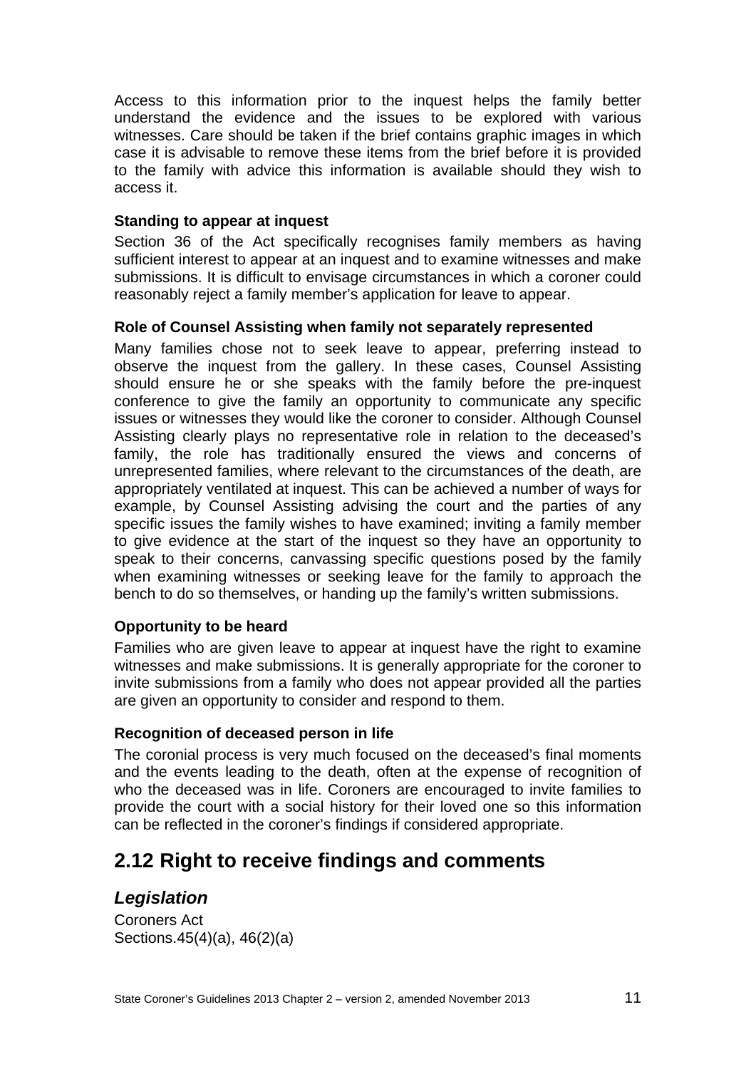Access to this information prior to the inquest helps the family better understand the evidence and the issues to be explored with various witnesses. Care should be taken if the brief contains graphic images in which case it is advisable to remove these items from the brief before it is provided to the family with advice this information is available should they wish to access it.

**Standing to appear at inquest**

Section 36 of the Act specifically recognises family members as having sufficient interest to appear at an inquest and to examine witnesses and make submissions. It is difficult to envisage circumstances in which a coroner could reasonably reject a family member's application for leave to appear.

**Role of Counsel Assisting when family not separately represented**

Many families chose not to seek leave to appear, preferring instead to observe the inquest from the gallery. In these cases, Counsel Assisting should ensure he or she speaks with the family before the pre-inquest conference to give the family an opportunity to communicate any specific issues or witnesses they would like the coroner to consider. Although Counsel Assisting clearly plays no representative role in relation to the deceased's family, the role has traditionally ensured the views and concerns of unrepresented families, where relevant to the circumstances of the death, are appropriately ventilated at inquest. This can be achieved a number of ways for example, by Counsel Assisting advising the court and the parties of any specific issues the family wishes to have examined; inviting a family member to give evidence at the start of the inquest so they have an opportunity to speak to their concerns, canvassing specific questions posed by the family when examining witnesses or seeking leave for the family to approach the bench to do so themselves, or handing up the family's written submissions.

**Opportunity to be heard**

Families who are given leave to appear at inquest have the right to examine witnesses and make submissions. It is generally appropriate for the coroner to invite submissions from a family who does not appear provided all the parties are given an opportunity to consider and respond to them.

**Recognition of deceased person in life**

The coronial process is very much focused on the deceased's final moments and the events leading to the death, often at the expense of recognition of who the deceased was in life. Coroners are encouraged to invite families to provide the court with a social history for their loved one so this information can be reflected in the coroner's findings if considered appropriate.

## 2.12 Right to receive findings and comments

### *Legislation*

Coroners Act
Sections.45(4)(a), 46(2)(a)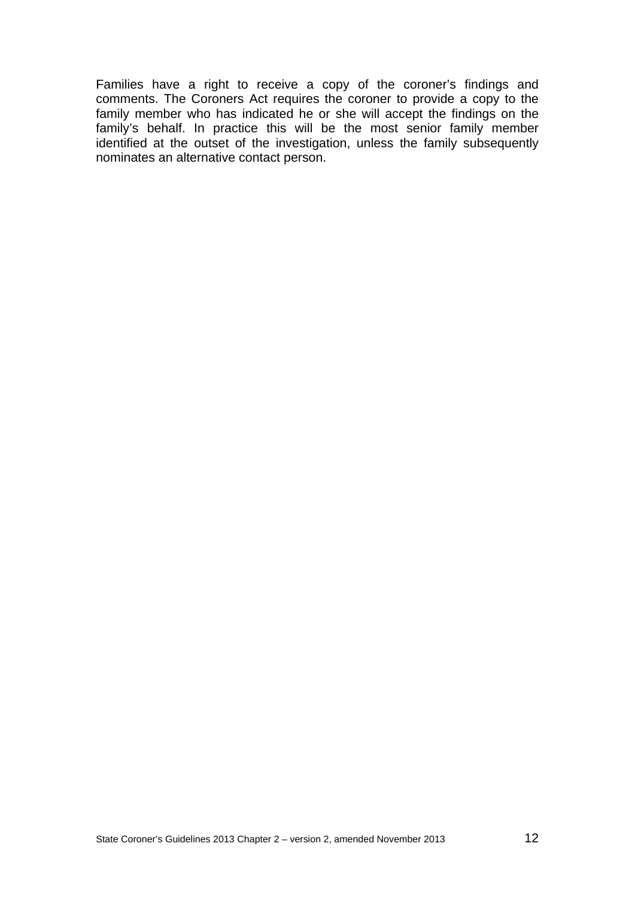Families have a right to receive a copy of the coroner's findings and comments. The Coroners Act requires the coroner to provide a copy to the family member who has indicated he or she will accept the findings on the family's behalf. In practice this will be the most senior family member identified at the outset of the investigation, unless the family subsequently nominates an alternative contact person.